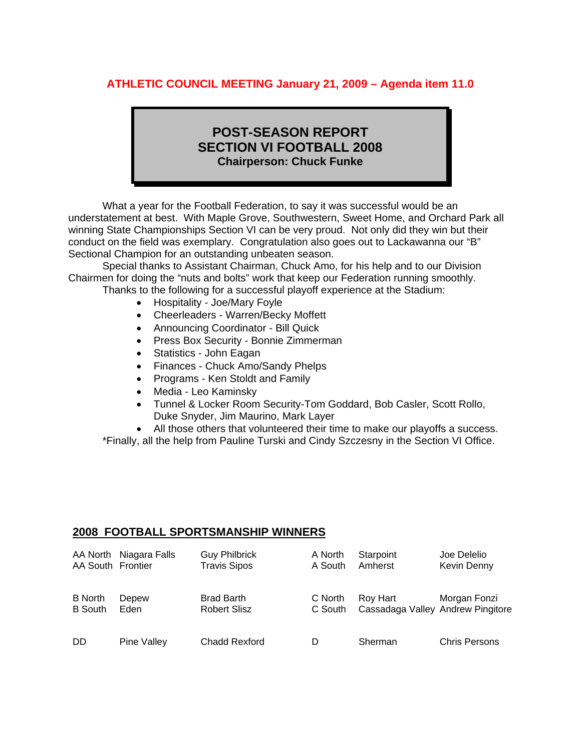**ATHLETIC COUNCIL MEETING January 21, 2009 – Agenda item 11.0**

# POST-SEASON REPORT
# SECTION VI FOOTBALL 2008
### Chairperson: Chuck Funke

What a year for the Football Federation, to say it was successful would be an understatement at best. With Maple Grove, Southwestern, Sweet Home, and Orchard Park all winning State Championships Section VI can be very proud. Not only did they win but their conduct on the field was exemplary. Congratulation also goes out to Lackawanna our "B" Sectional Champion for an outstanding unbeaten season.

Special thanks to Assistant Chairman, Chuck Amo, for his help and to our Division Chairmen for doing the "nuts and bolts" work that keep our Federation running smoothly.

Thanks to the following for a successful playoff experience at the Stadium:

- Hospitality - Joe/Mary Foyle
- Cheerleaders - Warren/Becky Moffett
- Announcing Coordinator - Bill Quick
- Press Box Security - Bonnie Zimmerman
- Statistics - John Eagan
- Finances - Chuck Amo/Sandy Phelps
- Programs - Ken Stoldt and Family
- Media - Leo Kaminsky
- Tunnel & Locker Room Security-Tom Goddard, Bob Casler, Scott Rollo, Duke Snyder, Jim Maurino, Mark Layer
- All those others that volunteered their time to make our playoffs a success.

*Finally, all the help from Pauline Turski and Cindy Szczesny in the Section VI Office.

## 2008 FOOTBALL SPORTSMANSHIP WINNERS

| Division | School | Player | Division | School | Player |
|---|---|---|---|---|---|
| AA North | Niagara Falls | Guy Philbrick | A North | Starpoint | Joe Delelio |
| AA South | Frontier | Travis Sipos | A South | Amherst | Kevin Denny |
| B North | Depew | Brad Barth | C North | Roy Hart | Morgan Fonzi |
| B South | Eden | Robert Slisz | C South | Cassadaga Valley | Andrew Pingitore |
| DD | Pine Valley | Chadd Rexford | D | Sherman | Chris Persons |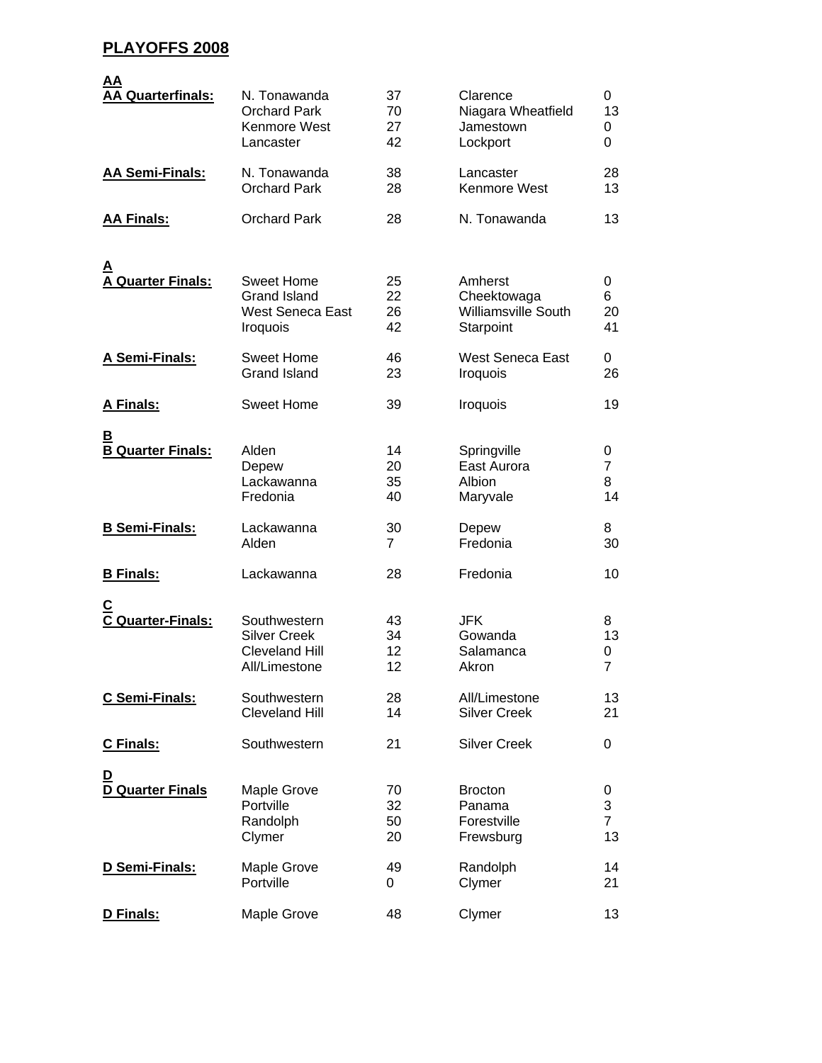# PLAYOFFS 2008

## AA

| Round | Team | Score | Team | Score |
|---|---|---|---|---|
| **AA Quarterfinals:** | N. Tonawanda | 37 | Clarence | 0 |
| | Orchard Park | 70 | Niagara Wheatfield | 13 |
| | Kenmore West | 27 | Jamestown | 0 |
| | Lancaster | 42 | Lockport | 0 |
| **AA Semi-Finals:** | N. Tonawanda | 38 | Lancaster | 28 |
| | Orchard Park | 28 | Kenmore West | 13 |
| **AA Finals:** | Orchard Park | 28 | N. Tonawanda | 13 |

## A

| Round | Team | Score | Team | Score |
|---|---|---|---|---|
| **A Quarter Finals:** | Sweet Home | 25 | Amherst | 0 |
| | Grand Island | 22 | Cheektowaga | 6 |
| | West Seneca East | 26 | Williamsville South | 20 |
| | Iroquois | 42 | Starpoint | 41 |
| **A Semi-Finals:** | Sweet Home | 46 | West Seneca East | 0 |
| | Grand Island | 23 | Iroquois | 26 |
| **A Finals:** | Sweet Home | 39 | Iroquois | 19 |

## B

| Round | Team | Score | Team | Score |
|---|---|---|---|---|
| **B Quarter Finals:** | Alden | 14 | Springville | 0 |
| | Depew | 20 | East Aurora | 7 |
| | Lackawanna | 35 | Albion | 8 |
| | Fredonia | 40 | Maryvale | 14 |
| **B Semi-Finals:** | Lackawanna | 30 | Depew | 8 |
| | Alden | 7 | Fredonia | 30 |
| **B Finals:** | Lackawanna | 28 | Fredonia | 10 |

## C

| Round | Team | Score | Team | Score |
|---|---|---|---|---|
| **C Quarter-Finals:** | Southwestern | 43 | JFK | 8 |
| | Silver Creek | 34 | Gowanda | 13 |
| | Cleveland Hill | 12 | Salamanca | 0 |
| | All/Limestone | 12 | Akron | 7 |
| **C Semi-Finals:** | Southwestern | 28 | All/Limestone | 13 |
| | Cleveland Hill | 14 | Silver Creek | 21 |
| **C Finals:** | Southwestern | 21 | Silver Creek | 0 |

## D

| Round | Team | Score | Team | Score |
|---|---|---|---|---|
| **D Quarter Finals** | Maple Grove | 70 | Brocton | 0 |
| | Portville | 32 | Panama | 3 |
| | Randolph | 50 | Forestville | 7 |
| | Clymer | 20 | Frewsburg | 13 |
| **D Semi-Finals:** | Maple Grove | 49 | Randolph | 14 |
| | Portville | 0 | Clymer | 21 |
| **D Finals:** | Maple Grove | 48 | Clymer | 13 |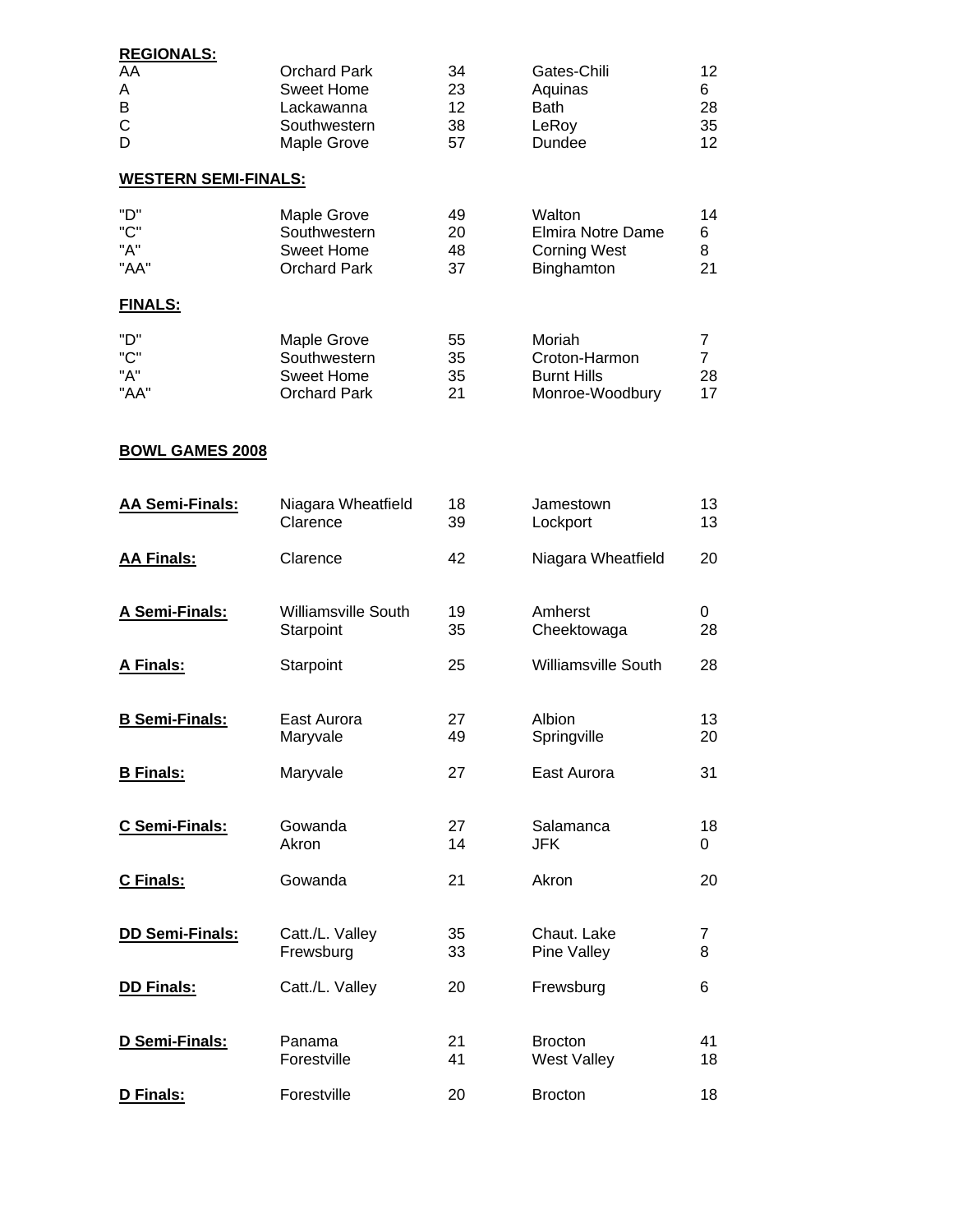**REGIONALS:**

| | | | | |
|---|---|---|---|---|
| AA | Orchard Park | 34 | Gates-Chili | 12 |
| A | Sweet Home | 23 | Aquinas | 6 |
| B | Lackawanna | 12 | Bath | 28 |
| C | Southwestern | 38 | LeRoy | 35 |
| D | Maple Grove | 57 | Dundee | 12 |

**WESTERN SEMI-FINALS:**

| | | | | |
|---|---|---|---|---|
| "D" | Maple Grove | 49 | Walton | 14 |
| "C" | Southwestern | 20 | Elmira Notre Dame | 6 |
| "A" | Sweet Home | 48 | Corning West | 8 |
| "AA" | Orchard Park | 37 | Binghamton | 21 |

**FINALS:**

| | | | | |
|---|---|---|---|---|
| "D" | Maple Grove | 55 | Moriah | 7 |
| "C" | Southwestern | 35 | Croton-Harmon | 7 |
| "A" | Sweet Home | 35 | Burnt Hills | 28 |
| "AA" | Orchard Park | 21 | Monroe-Woodbury | 17 |

**BOWL GAMES 2008**

| | | | | |
|---|---|---|---|---|
| **AA Semi-Finals:** | Niagara Wheatfield | 18 | Jamestown | 13 |
| | Clarence | 39 | Lockport | 13 |
| **AA Finals:** | Clarence | 42 | Niagara Wheatfield | 20 |
| **A Semi-Finals:** | Williamsville South | 19 | Amherst | 0 |
| | Starpoint | 35 | Cheektowaga | 28 |
| **A Finals:** | Starpoint | 25 | Williamsville South | 28 |
| **B Semi-Finals:** | East Aurora | 27 | Albion | 13 |
| | Maryvale | 49 | Springville | 20 |
| **B Finals:** | Maryvale | 27 | East Aurora | 31 |
| **C Semi-Finals:** | Gowanda | 27 | Salamanca | 18 |
| | Akron | 14 | JFK | 0 |
| **C Finals:** | Gowanda | 21 | Akron | 20 |
| **DD Semi-Finals:** | Catt./L. Valley | 35 | Chaut. Lake | 7 |
| | Frewsburg | 33 | Pine Valley | 8 |
| **DD Finals:** | Catt./L. Valley | 20 | Frewsburg | 6 |
| **D Semi-Finals:** | Panama | 21 | Brocton | 41 |
| | Forestville | 41 | West Valley | 18 |
| **D Finals:** | Forestville | 20 | Brocton | 18 |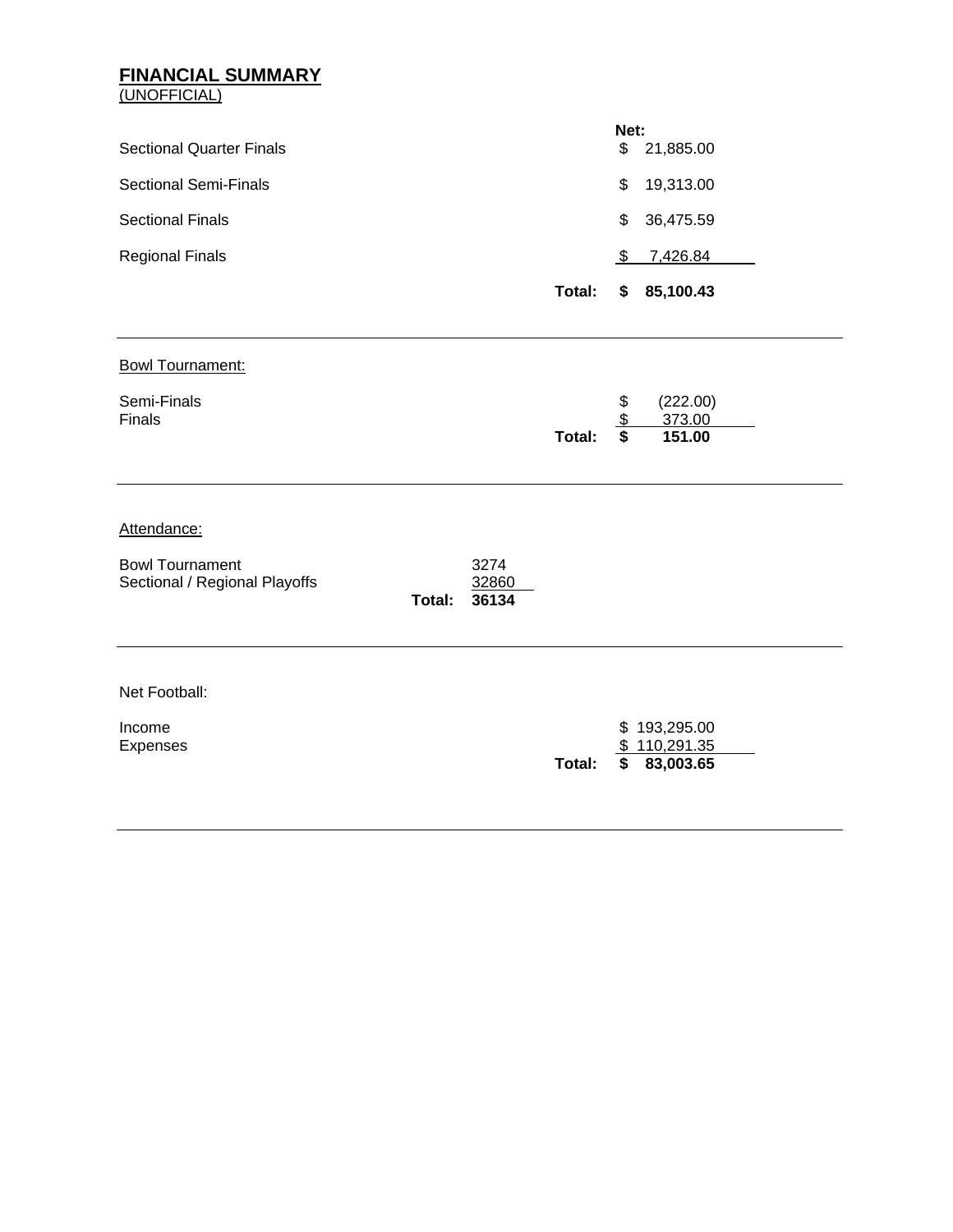## FINANCIAL SUMMARY

(UNOFFICIAL)

| | | Net: |
|---|---|---|
| Sectional Quarter Finals | | $ 21,885.00 |
| Sectional Semi-Finals | | $ 19,313.00 |
| Sectional Finals | | $ 36,475.59 |
| Regional Finals | | $ 7,426.84 |
| | **Total:** | **$ 85,100.43** |

---

Bowl Tournament:

| | | |
|---|---|---|
| Semi-Finals | | $ (222.00) |
| Finals | | $ 373.00 |
| | **Total:** | **$ 151.00** |

---

Attendance:

| | | |
|---|---|---|
| Bowl Tournament | | 3274 |
| Sectional / Regional Playoffs | | 32860 |
| | **Total:** | **36134** |

---

Net Football:

| | | |
|---|---|---|
| Income | | $ 193,295.00 |
| Expenses | | $ 110,291.35 |
| | **Total:** | **$ 83,003.65** |

---